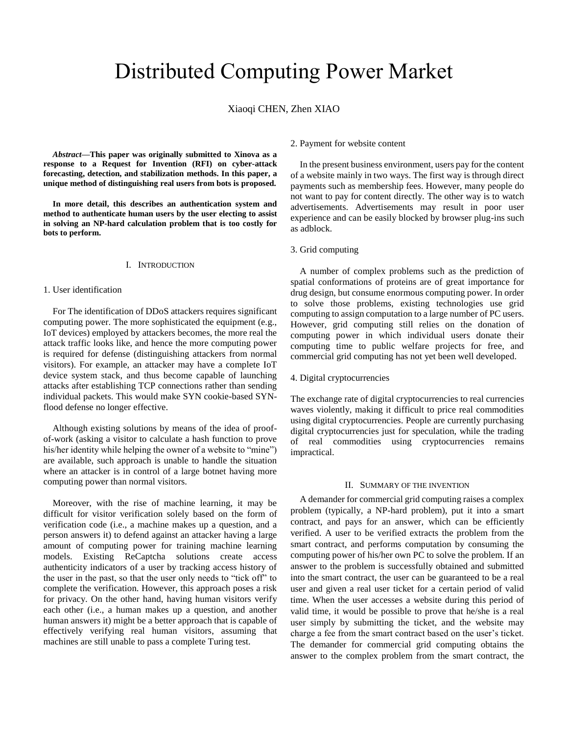# Distributed Computing Power Market

Xiaoqi CHEN, Zhen XIAO

***Abstract*—This paper was originally submitted to Xinova as a response to a Request for Invention (RFI) on cyber-attack forecasting, detection, and stabilization methods. In this paper, a unique method of distinguishing real users from bots is proposed.**

**In more detail, this describes an authentication system and method to authenticate human users by the user electing to assist in solving an NP-hard calculation problem that is too costly for bots to perform.**

## I. Introduction

### 1. User identification

For The identification of DDoS attackers requires significant computing power. The more sophisticated the equipment (e.g., IoT devices) employed by attackers becomes, the more real the attack traffic looks like, and hence the more computing power is required for defense (distinguishing attackers from normal visitors). For example, an attacker may have a complete IoT device system stack, and thus become capable of launching attacks after establishing TCP connections rather than sending individual packets. This would make SYN cookie-based SYN-flood defense no longer effective.

Although existing solutions by means of the idea of proof-of-work (asking a visitor to calculate a hash function to prove his/her identity while helping the owner of a website to "mine") are available, such approach is unable to handle the situation where an attacker is in control of a large botnet having more computing power than normal visitors.

Moreover, with the rise of machine learning, it may be difficult for visitor verification solely based on the form of verification code (i.e., a machine makes up a question, and a person answers it) to defend against an attacker having a large amount of computing power for training machine learning models. Existing ReCaptcha solutions create access authenticity indicators of a user by tracking access history of the user in the past, so that the user only needs to "tick off" to complete the verification. However, this approach poses a risk for privacy. On the other hand, having human visitors verify each other (i.e., a human makes up a question, and another human answers it) might be a better approach that is capable of effectively verifying real human visitors, assuming that machines are still unable to pass a complete Turing test.

### 2. Payment for website content

In the present business environment, users pay for the content of a website mainly in two ways. The first way is through direct payments such as membership fees. However, many people do not want to pay for content directly. The other way is to watch advertisements. Advertisements may result in poor user experience and can be easily blocked by browser plug-ins such as adblock.

### 3. Grid computing

A number of complex problems such as the prediction of spatial conformations of proteins are of great importance for drug design, but consume enormous computing power. In order to solve those problems, existing technologies use grid computing to assign computation to a large number of PC users. However, grid computing still relies on the donation of computing power in which individual users donate their computing time to public welfare projects for free, and commercial grid computing has not yet been well developed.

### 4. Digital cryptocurrencies

The exchange rate of digital cryptocurrencies to real currencies waves violently, making it difficult to price real commodities using digital cryptocurrencies. People are currently purchasing digital cryptocurrencies just for speculation, while the trading of real commodities using cryptocurrencies remains impractical.

## II. Summary of the invention

A demander for commercial grid computing raises a complex problem (typically, a NP-hard problem), put it into a smart contract, and pays for an answer, which can be efficiently verified. A user to be verified extracts the problem from the smart contract, and performs computation by consuming the computing power of his/her own PC to solve the problem. If an answer to the problem is successfully obtained and submitted into the smart contract, the user can be guaranteed to be a real user and given a real user ticket for a certain period of valid time. When the user accesses a website during this period of valid time, it would be possible to prove that he/she is a real user simply by submitting the ticket, and the website may charge a fee from the smart contract based on the user's ticket. The demander for commercial grid computing obtains the answer to the complex problem from the smart contract, the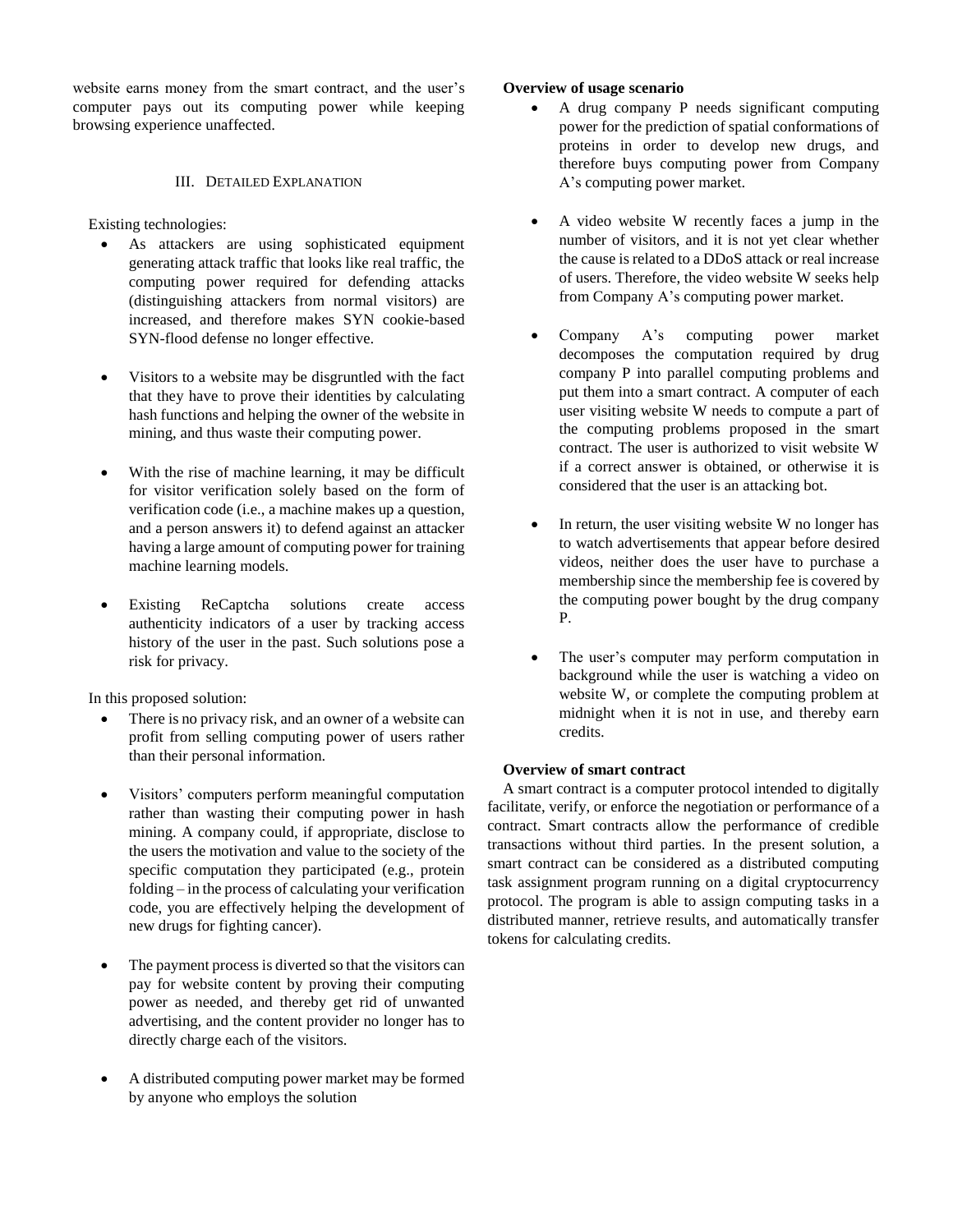website earns money from the smart contract, and the user's computer pays out its computing power while keeping browsing experience unaffected.

## III. Detailed Explanation

Existing technologies:

- As attackers are using sophisticated equipment generating attack traffic that looks like real traffic, the computing power required for defending attacks (distinguishing attackers from normal visitors) are increased, and therefore makes SYN cookie-based SYN-flood defense no longer effective.

- Visitors to a website may be disgruntled with the fact that they have to prove their identities by calculating hash functions and helping the owner of the website in mining, and thus waste their computing power.

- With the rise of machine learning, it may be difficult for visitor verification solely based on the form of verification code (i.e., a machine makes up a question, and a person answers it) to defend against an attacker having a large amount of computing power for training machine learning models.

- Existing ReCaptcha solutions create access authenticity indicators of a user by tracking access history of the user in the past. Such solutions pose a risk for privacy.

In this proposed solution:

- There is no privacy risk, and an owner of a website can profit from selling computing power of users rather than their personal information.

- Visitors' computers perform meaningful computation rather than wasting their computing power in hash mining. A company could, if appropriate, disclose to the users the motivation and value to the society of the specific computation they participated (e.g., protein folding – in the process of calculating your verification code, you are effectively helping the development of new drugs for fighting cancer).

- The payment process is diverted so that the visitors can pay for website content by proving their computing power as needed, and thereby get rid of unwanted advertising, and the content provider no longer has to directly charge each of the visitors.

- A distributed computing power market may be formed by anyone who employs the solution

**Overview of usage scenario**

- A drug company P needs significant computing power for the prediction of spatial conformations of proteins in order to develop new drugs, and therefore buys computing power from Company A's computing power market.

- A video website W recently faces a jump in the number of visitors, and it is not yet clear whether the cause is related to a DDoS attack or real increase of users. Therefore, the video website W seeks help from Company A's computing power market.

- Company A's computing power market decomposes the computation required by drug company P into parallel computing problems and put them into a smart contract. A computer of each user visiting website W needs to compute a part of the computing problems proposed in the smart contract. The user is authorized to visit website W if a correct answer is obtained, or otherwise it is considered that the user is an attacking bot.

- In return, the user visiting website W no longer has to watch advertisements that appear before desired videos, neither does the user have to purchase a membership since the membership fee is covered by the computing power bought by the drug company P.

- The user's computer may perform computation in background while the user is watching a video on website W, or complete the computing problem at midnight when it is not in use, and thereby earn credits.

**Overview of smart contract**

A smart contract is a computer protocol intended to digitally facilitate, verify, or enforce the negotiation or performance of a contract. Smart contracts allow the performance of credible transactions without third parties. In the present solution, a smart contract can be considered as a distributed computing task assignment program running on a digital cryptocurrency protocol. The program is able to assign computing tasks in a distributed manner, retrieve results, and automatically transfer tokens for calculating credits.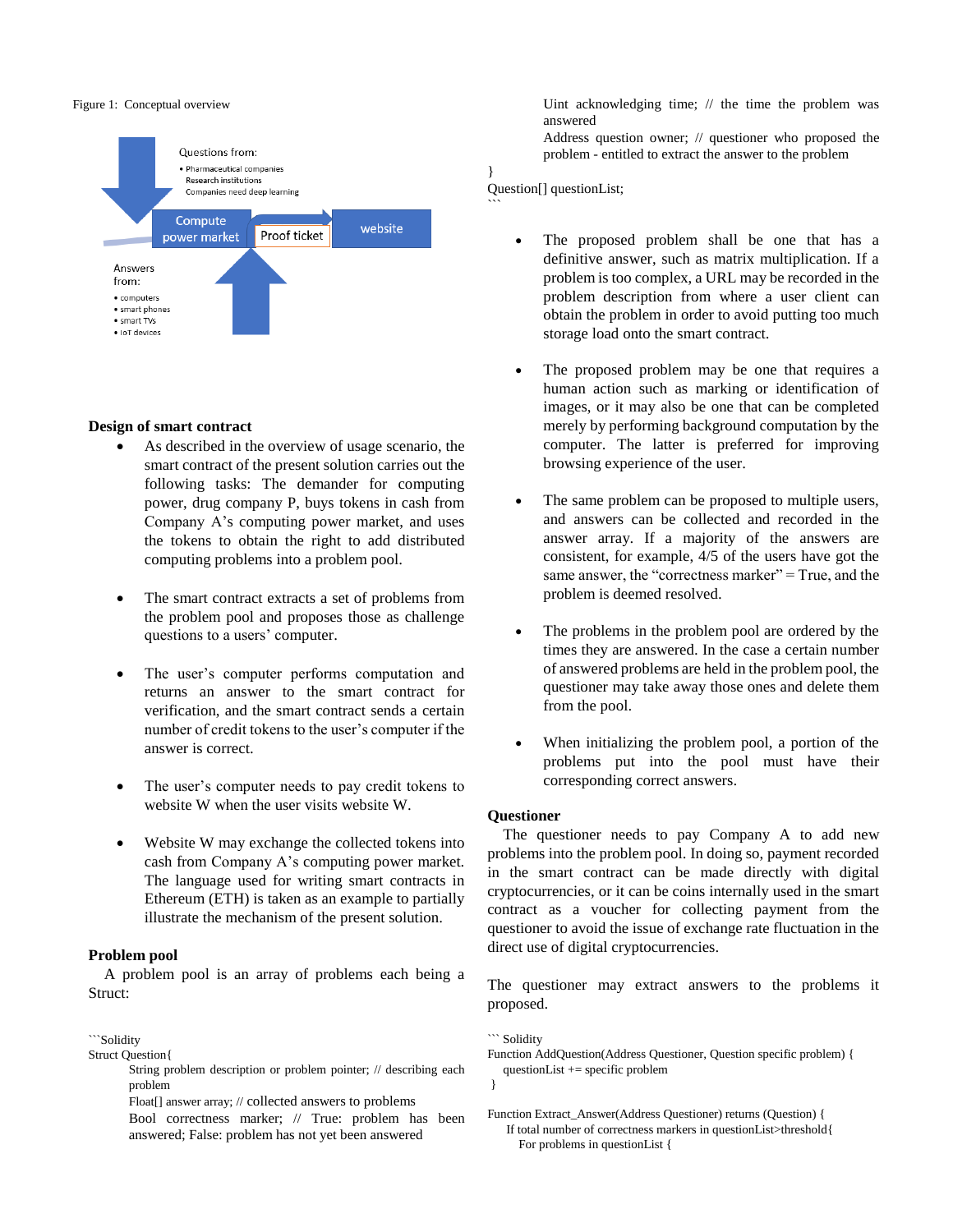Figure 1: Conceptual overview

Questions from:

- Pharmaceutical companies
  Research institutions
  Companies need deep learning

Compute power market

Proof ticket

website

Answers from:

- computers
- smart phones
- smart TVs
- IoT devices

**Design of smart contract**

- As described in the overview of usage scenario, the smart contract of the present solution carries out the following tasks: The demander for computing power, drug company P, buys tokens in cash from Company A's computing power market, and uses the tokens to obtain the right to add distributed computing problems into a problem pool.

- The smart contract extracts a set of problems from the problem pool and proposes those as challenge questions to a users' computer.

- The user's computer performs computation and returns an answer to the smart contract for verification, and the smart contract sends a certain number of credit tokens to the user's computer if the answer is correct.

- The user's computer needs to pay credit tokens to website W when the user visits website W.

- Website W may exchange the collected tokens into cash from Company A's computing power market. The language used for writing smart contracts in Ethereum (ETH) is taken as an example to partially illustrate the mechanism of the present solution.

**Problem pool**

A problem pool is an array of problems each being a Struct:

```
```Solidity
Struct Question{
        String problem description or problem pointer; // describing each problem
        Float[] answer array; // collected answers to problems
        Bool correctness marker; // True: problem has been answered; False: problem has not yet been answered
        Uint acknowledging time; // the time the problem was answered
        Address question owner; // questioner who proposed the problem - entitled to extract the answer to the problem
}
Question[] questionList;
```
```

- The proposed problem shall be one that has a definitive answer, such as matrix multiplication. If a problem is too complex, a URL may be recorded in the problem description from where a user client can obtain the problem in order to avoid putting too much storage load onto the smart contract.

- The proposed problem may be one that requires a human action such as marking or identification of images, or it may also be one that can be completed merely by performing background computation by the computer. The latter is preferred for improving browsing experience of the user.

- The same problem can be proposed to multiple users, and answers can be collected and recorded in the answer array. If a majority of the answers are consistent, for example, 4/5 of the users have got the same answer, the "correctness marker" = True, and the problem is deemed resolved.

- The problems in the problem pool are ordered by the times they are answered. In the case a certain number of answered problems are held in the problem pool, the questioner may take away those ones and delete them from the pool.

- When initializing the problem pool, a portion of the problems put into the pool must have their corresponding correct answers.

**Questioner**

The questioner needs to pay Company A to add new problems into the problem pool. In doing so, payment recorded in the smart contract can be made directly with digital cryptocurrencies, or it can be coins internally used in the smart contract as a voucher for collecting payment from the questioner to avoid the issue of exchange rate fluctuation in the direct use of digital cryptocurrencies.

The questioner may extract answers to the problems it proposed.

```
``` Solidity
Function AddQuestion(Address Questioner, Question specific problem) {
   questionList += specific problem
}

Function Extract_Answer(Address Questioner) returns (Question) {
     If total number of correctness markers in questionList>threshold{
         For problems in questionList {
```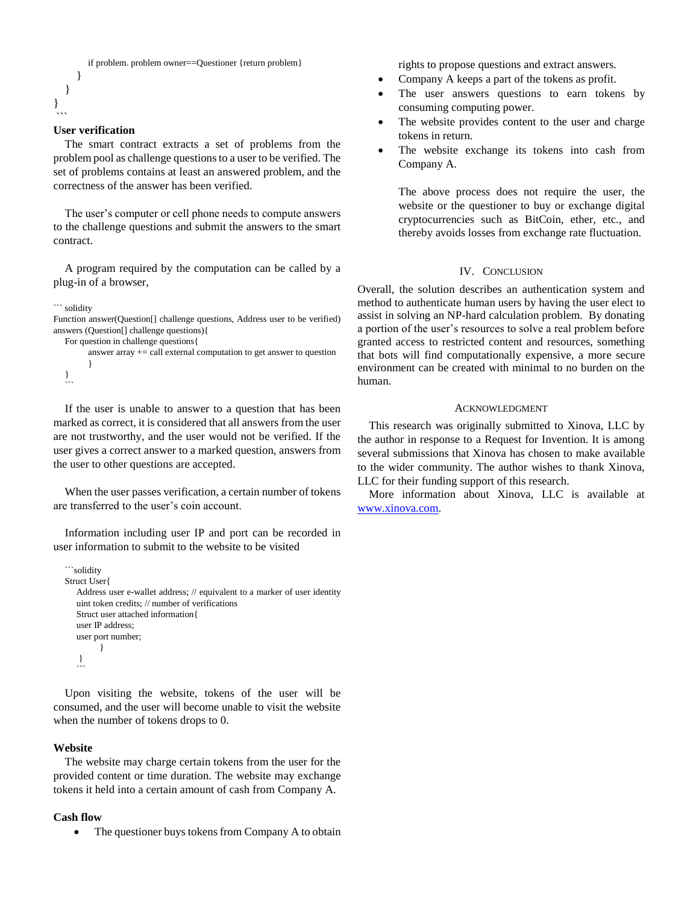```
            if problem. problem owner==Questioner {return problem}
        }
    }
}
```

**User verification**

The smart contract extracts a set of problems from the problem pool as challenge questions to a user to be verified. The set of problems contains at least an answered problem, and the correctness of the answer has been verified.

The user's computer or cell phone needs to compute answers to the challenge questions and submit the answers to the smart contract.

A program required by the computation can be called by a plug-in of a browser,

```solidity
Function answer(Question[] challenge questions, Address user to be verified) answers (Question[] challenge questions){
    For question in challenge questions{
            answer array += call external computation to get answer to question
            }
    }
```

If the user is unable to answer to a question that has been marked as correct, it is considered that all answers from the user are not trustworthy, and the user would not be verified. If the user gives a correct answer to a marked question, answers from the user to other questions are accepted.

When the user passes verification, a certain number of tokens are transferred to the user's coin account.

Information including user IP and port can be recorded in user information to submit to the website to be visited

```solidity
Struct User{
    Address user e-wallet address; // equivalent to a marker of user identity
    uint token credits; // number of verifications
    Struct user attached information{
    user IP address;
    user port number;
        }
    }
```

Upon visiting the website, tokens of the user will be consumed, and the user will become unable to visit the website when the number of tokens drops to 0.

**Website**

The website may charge certain tokens from the user for the provided content or time duration. The website may exchange tokens it held into a certain amount of cash from Company A.

**Cash flow**

- The questioner buys tokens from Company A to obtain rights to propose questions and extract answers.
- Company A keeps a part of the tokens as profit.
- The user answers questions to earn tokens by consuming computing power.
- The website provides content to the user and charge tokens in return.
- The website exchange its tokens into cash from Company A.

The above process does not require the user, the website or the questioner to buy or exchange digital cryptocurrencies such as BitCoin, ether, etc., and thereby avoids losses from exchange rate fluctuation.

## IV. Conclusion

Overall, the solution describes an authentication system and method to authenticate human users by having the user elect to assist in solving an NP-hard calculation problem. By donating a portion of the user's resources to solve a real problem before granted access to restricted content and resources, something that bots will find computationally expensive, a more secure environment can be created with minimal to no burden on the human.

## Acknowledgment

This research was originally submitted to Xinova, LLC by the author in response to a Request for Invention. It is among several submissions that Xinova has chosen to make available to the wider community. The author wishes to thank Xinova, LLC for their funding support of this research.

More information about Xinova, LLC is available at www.xinova.com.